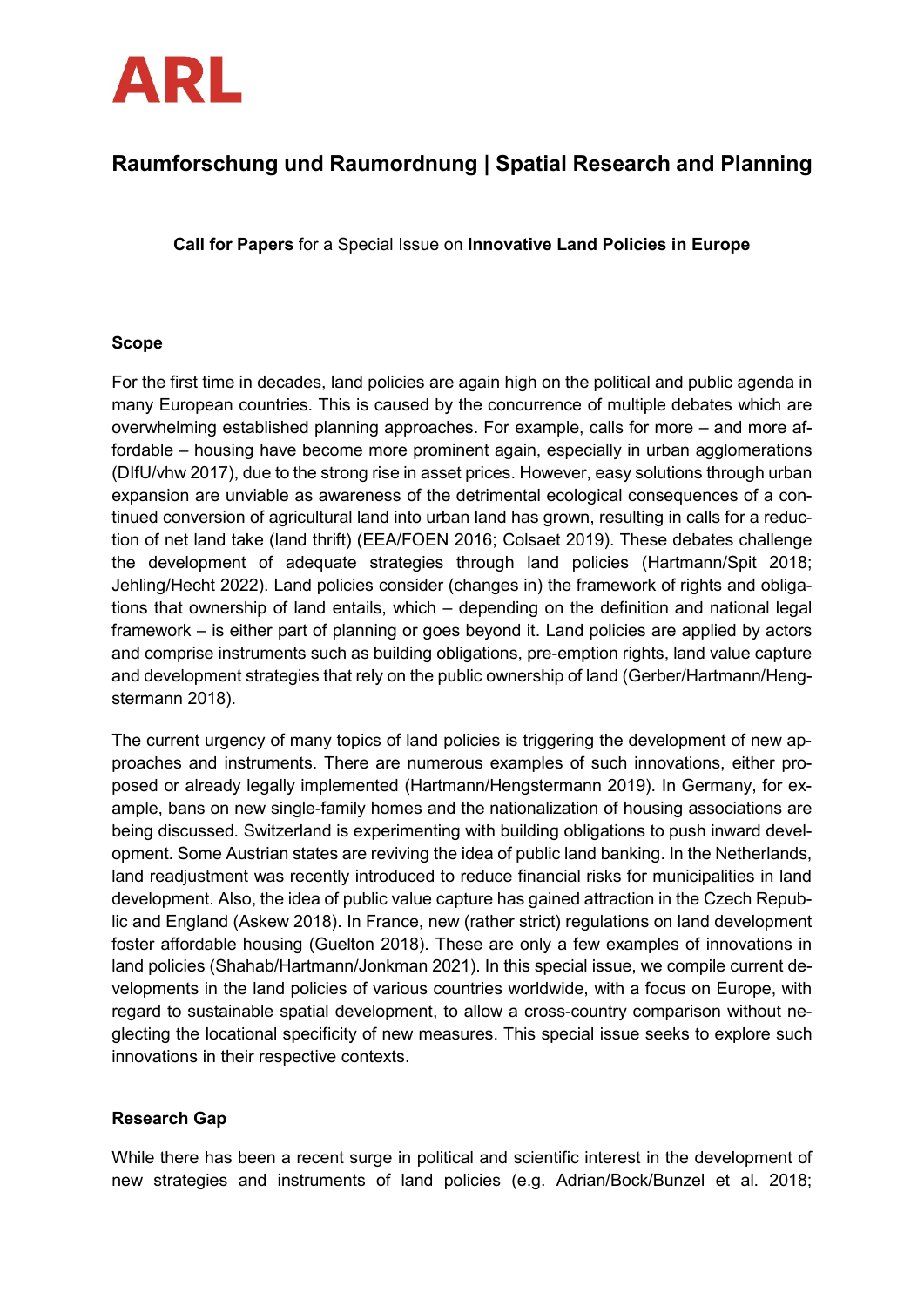# ARL

## Raumforschung und Raumordnung | Spatial Research and Planning

**Call for Papers** for a Special Issue on **Innovative Land Policies in Europe**

### Scope

For the first time in decades, land policies are again high on the political and public agenda in many European countries. This is caused by the concurrence of multiple debates which are overwhelming established planning approaches. For example, calls for more – and more affordable – housing have become more prominent again, especially in urban agglomerations (DIfU/vhw 2017), due to the strong rise in asset prices. However, easy solutions through urban expansion are unviable as awareness of the detrimental ecological consequences of a continued conversion of agricultural land into urban land has grown, resulting in calls for a reduction of net land take (land thrift) (EEA/FOEN 2016; Colsaet 2019). These debates challenge the development of adequate strategies through land policies (Hartmann/Spit 2018; Jehling/Hecht 2022). Land policies consider (changes in) the framework of rights and obligations that ownership of land entails, which – depending on the definition and national legal framework – is either part of planning or goes beyond it. Land policies are applied by actors and comprise instruments such as building obligations, pre-emption rights, land value capture and development strategies that rely on the public ownership of land (Gerber/Hartmann/Hengstermann 2018).

The current urgency of many topics of land policies is triggering the development of new approaches and instruments. There are numerous examples of such innovations, either proposed or already legally implemented (Hartmann/Hengstermann 2019). In Germany, for example, bans on new single-family homes and the nationalization of housing associations are being discussed. Switzerland is experimenting with building obligations to push inward development. Some Austrian states are reviving the idea of public land banking. In the Netherlands, land readjustment was recently introduced to reduce financial risks for municipalities in land development. Also, the idea of public value capture has gained attraction in the Czech Republic and England (Askew 2018). In France, new (rather strict) regulations on land development foster affordable housing (Guelton 2018). These are only a few examples of innovations in land policies (Shahab/Hartmann/Jonkman 2021). In this special issue, we compile current developments in the land policies of various countries worldwide, with a focus on Europe, with regard to sustainable spatial development, to allow a cross-country comparison without neglecting the locational specificity of new measures. This special issue seeks to explore such innovations in their respective contexts.

### Research Gap

While there has been a recent surge in political and scientific interest in the development of new strategies and instruments of land policies (e.g. Adrian/Bock/Bunzel et al. 2018;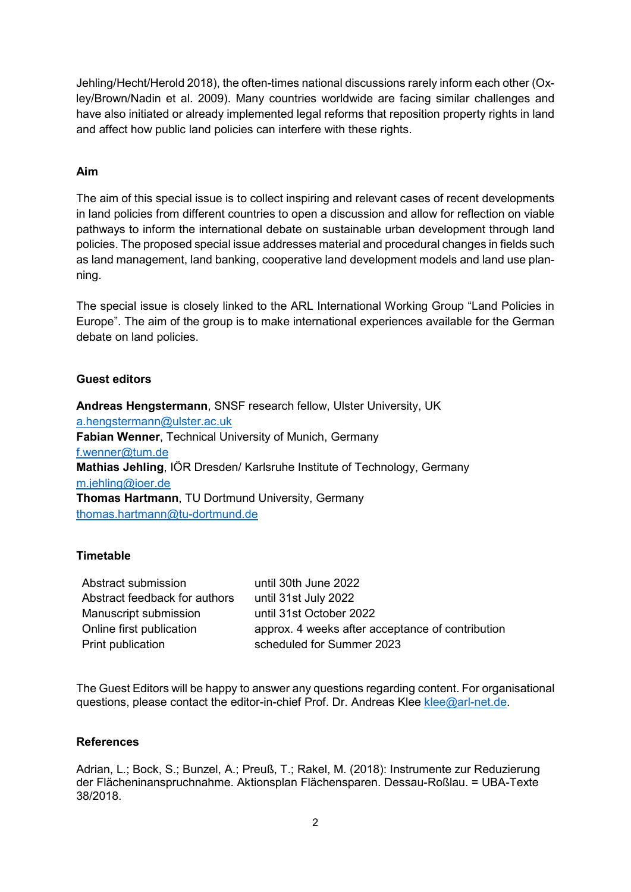Jehling/Hecht/Herold 2018), the often-times national discussions rarely inform each other (Oxley/Brown/Nadin et al. 2009). Many countries worldwide are facing similar challenges and have also initiated or already implemented legal reforms that reposition property rights in land and affect how public land policies can interfere with these rights.

**Aim**

The aim of this special issue is to collect inspiring and relevant cases of recent developments in land policies from different countries to open a discussion and allow for reflection on viable pathways to inform the international debate on sustainable urban development through land policies. The proposed special issue addresses material and procedural changes in fields such as land management, land banking, cooperative land development models and land use planning.

The special issue is closely linked to the ARL International Working Group "Land Policies in Europe". The aim of the group is to make international experiences available for the German debate on land policies.

**Guest editors**

**Andreas Hengstermann**, SNSF research fellow, Ulster University, UK
a.hengstermann@ulster.ac.uk
**Fabian Wenner**, Technical University of Munich, Germany
f.wenner@tum.de
**Mathias Jehling**, IÖR Dresden/ Karlsruhe Institute of Technology, Germany
m.jehling@ioer.de
**Thomas Hartmann**, TU Dortmund University, Germany
thomas.hartmann@tu-dortmund.de

**Timetable**

| | |
|---|---|
| Abstract submission | until 30th June 2022 |
| Abstract feedback for authors | until 31st July 2022 |
| Manuscript submission | until 31st October 2022 |
| Online first publication | approx. 4 weeks after acceptance of contribution |
| Print publication | scheduled for Summer 2023 |

The Guest Editors will be happy to answer any questions regarding content. For organisational questions, please contact the editor-in-chief Prof. Dr. Andreas Klee klee@arl-net.de.

**References**

Adrian, L.; Bock, S.; Bunzel, A.; Preuß, T.; Rakel, M. (2018): Instrumente zur Reduzierung der Flächeninanspruchnahme. Aktionsplan Flächensparen. Dessau-Roßlau. = UBA-Texte 38/2018.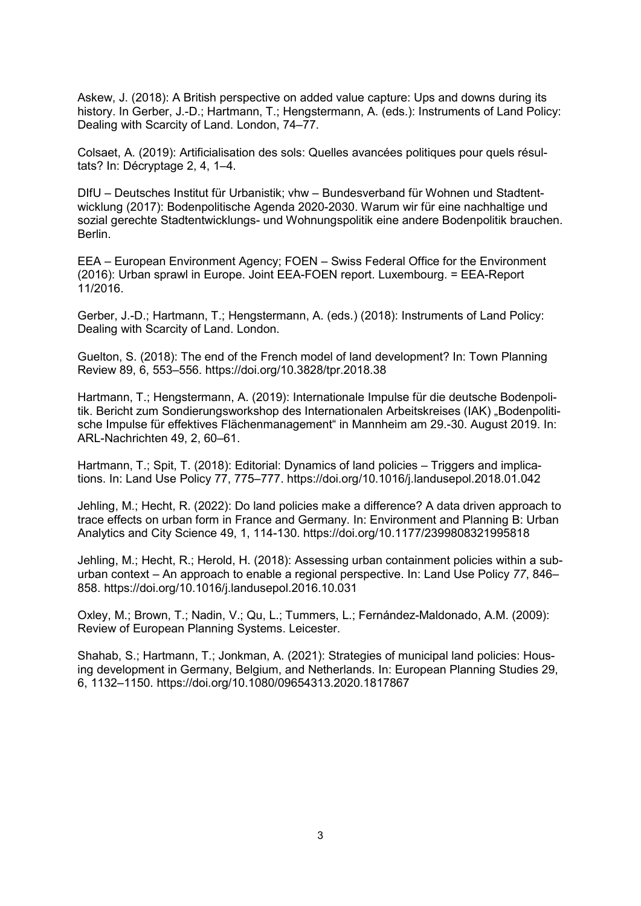Askew, J. (2018): A British perspective on added value capture: Ups and downs during its history. In Gerber, J.-D.; Hartmann, T.; Hengstermann, A. (eds.): Instruments of Land Policy: Dealing with Scarcity of Land. London, 74–77.

Colsaet, A. (2019): Artificialisation des sols: Quelles avancées politiques pour quels résultats? In: Décryptage 2, 4, 1–4.

DIfU – Deutsches Institut für Urbanistik; vhw – Bundesverband für Wohnen und Stadtentwicklung (2017): Bodenpolitische Agenda 2020-2030. Warum wir für eine nachhaltige und sozial gerechte Stadtentwicklungs- und Wohnungspolitik eine andere Bodenpolitik brauchen. Berlin.

EEA – European Environment Agency; FOEN – Swiss Federal Office for the Environment (2016): Urban sprawl in Europe. Joint EEA-FOEN report. Luxembourg. = EEA-Report 11/2016.

Gerber, J.-D.; Hartmann, T.; Hengstermann, A. (eds.) (2018): Instruments of Land Policy: Dealing with Scarcity of Land. London.

Guelton, S. (2018): The end of the French model of land development? In: Town Planning Review 89, 6, 553–556. https://doi.org/10.3828/tpr.2018.38

Hartmann, T.; Hengstermann, A. (2019): Internationale Impulse für die deutsche Bodenpolitik. Bericht zum Sondierungsworkshop des Internationalen Arbeitskreises (IAK) „Bodenpolitische Impulse für effektives Flächenmanagement“ in Mannheim am 29.-30. August 2019. In: ARL-Nachrichten 49, 2, 60–61.

Hartmann, T.; Spit, T. (2018): Editorial: Dynamics of land policies – Triggers and implications. In: Land Use Policy 77, 775–777. https://doi.org/10.1016/j.landusepol.2018.01.042

Jehling, M.; Hecht, R. (2022): Do land policies make a difference? A data driven approach to trace effects on urban form in France and Germany. In: Environment and Planning B: Urban Analytics and City Science 49, 1, 114-130. https://doi.org/10.1177/2399808321995818

Jehling, M.; Hecht, R.; Herold, H. (2018): Assessing urban containment policies within a suburban context – An approach to enable a regional perspective. In: Land Use Policy 77, 846–858. https://doi.org/10.1016/j.landusepol.2016.10.031

Oxley, M.; Brown, T.; Nadin, V.; Qu, L.; Tummers, L.; Fernández-Maldonado, A.M. (2009): Review of European Planning Systems. Leicester.

Shahab, S.; Hartmann, T.; Jonkman, A. (2021): Strategies of municipal land policies: Housing development in Germany, Belgium, and Netherlands. In: European Planning Studies 29, 6, 1132–1150. https://doi.org/10.1080/09654313.2020.1817867